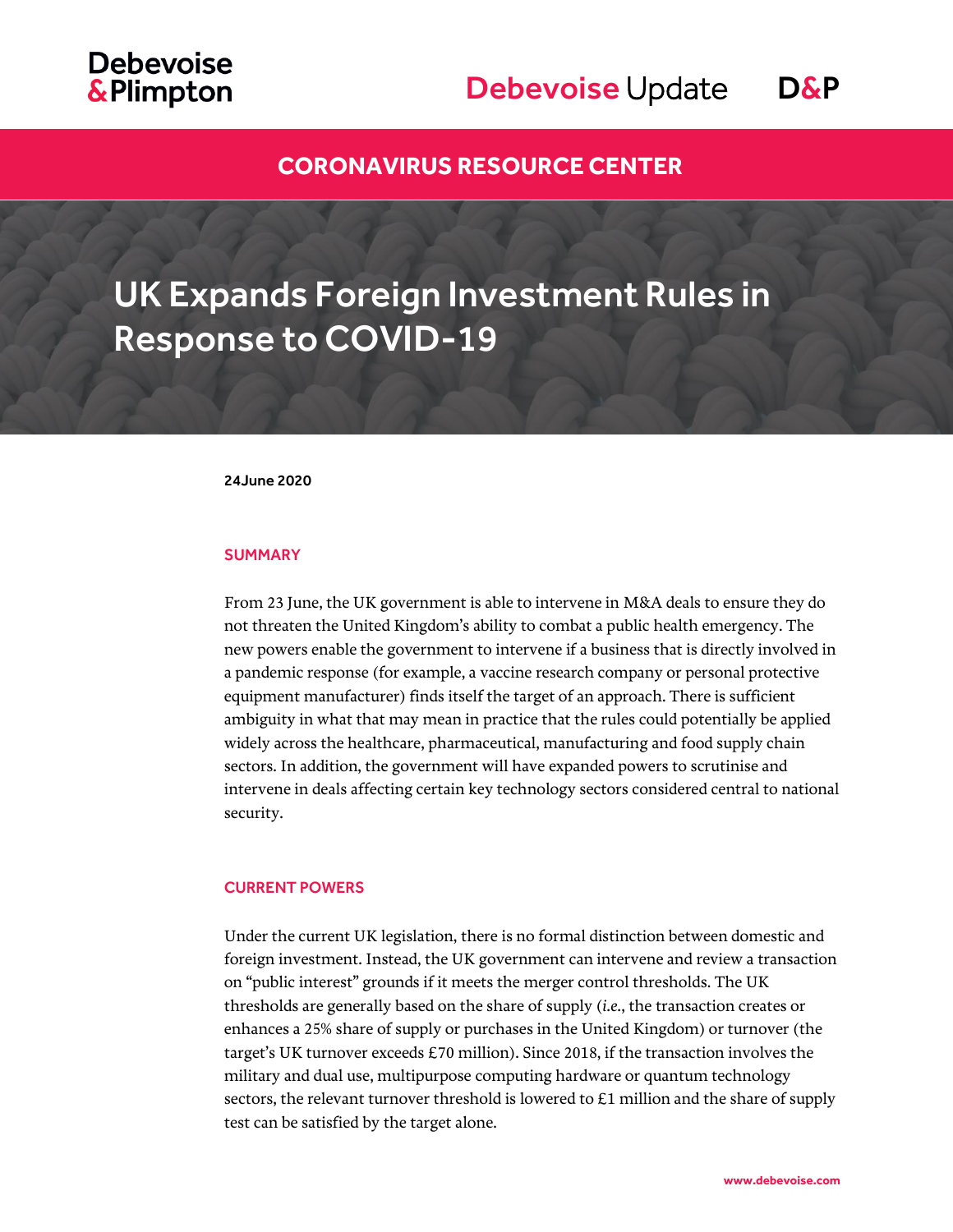Debevoise & Plimpton

Debevoise Update

CORONAVIRUS RESOURCE CENTER

# UK Expands Foreign Investment Rules in Response to COVID-19

24June 2020

## SUMMARY

From 23 June, the UK government is able to intervene in M&A deals to ensure they do not threaten the United Kingdom's ability to combat a public health emergency. The new powers enable the government to intervene if a business that is directly involved in a pandemic response (for example, a vaccine research company or personal protective equipment manufacturer) finds itself the target of an approach. There is sufficient ambiguity in what that may mean in practice that the rules could potentially be applied widely across the healthcare, pharmaceutical, manufacturing and food supply chain sectors. In addition, the government will have expanded powers to scrutinise and intervene in deals affecting certain key technology sectors considered central to national security.

## CURRENT POWERS

Under the current UK legislation, there is no formal distinction between domestic and foreign investment. Instead, the UK government can intervene and review a transaction on "public interest" grounds if it meets the merger control thresholds. The UK thresholds are generally based on the share of supply (*i.e.*, the transaction creates or enhances a 25% share of supply or purchases in the United Kingdom) or turnover (the target's UK turnover exceeds £70 million). Since 2018, if the transaction involves the military and dual use, multipurpose computing hardware or quantum technology sectors, the relevant turnover threshold is lowered to £1 million and the share of supply test can be satisfied by the target alone.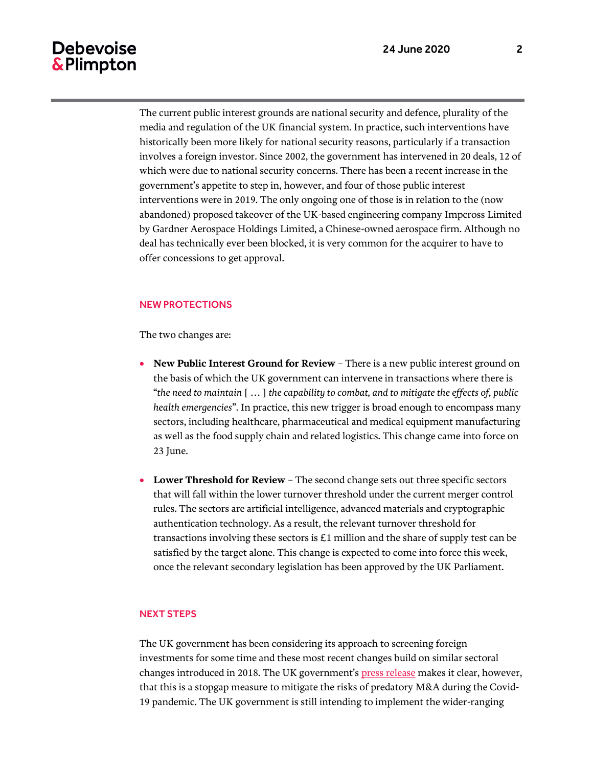The current public interest grounds are national security and defence, plurality of the media and regulation of the UK financial system. In practice, such interventions have historically been more likely for national security reasons, particularly if a transaction involves a foreign investor. Since 2002, the government has intervened in 20 deals, 12 of which were due to national security concerns. There has been a recent increase in the government's appetite to step in, however, and four of those public interest interventions were in 2019. The only ongoing one of those is in relation to the (now abandoned) proposed takeover of the UK-based engineering company Impcross Limited by Gardner Aerospace Holdings Limited, a Chinese-owned aerospace firm. Although no deal has technically ever been blocked, it is very common for the acquirer to have to offer concessions to get approval.

## NEW PROTECTIONS

The two changes are:

- **New Public Interest Ground for Review** – There is a new public interest ground on the basis of which the UK government can intervene in transactions where there is "*the need to maintain* [ … ] *the capability to combat, and to mitigate the effects of, public health emergencies*". In practice, this new trigger is broad enough to encompass many sectors, including healthcare, pharmaceutical and medical equipment manufacturing as well as the food supply chain and related logistics. This change came into force on 23 June.
- **Lower Threshold for Review** – The second change sets out three specific sectors that will fall within the lower turnover threshold under the current merger control rules. The sectors are artificial intelligence, advanced materials and cryptographic authentication technology. As a result, the relevant turnover threshold for transactions involving these sectors is £1 million and the share of supply test can be satisfied by the target alone. This change is expected to come into force this week, once the relevant secondary legislation has been approved by the UK Parliament.

## NEXT STEPS

The UK government has been considering its approach to screening foreign investments for some time and these most recent changes build on similar sectoral changes introduced in 2018. The UK government's press release makes it clear, however, that this is a stopgap measure to mitigate the risks of predatory M&A during the Covid-19 pandemic. The UK government is still intending to implement the wider-ranging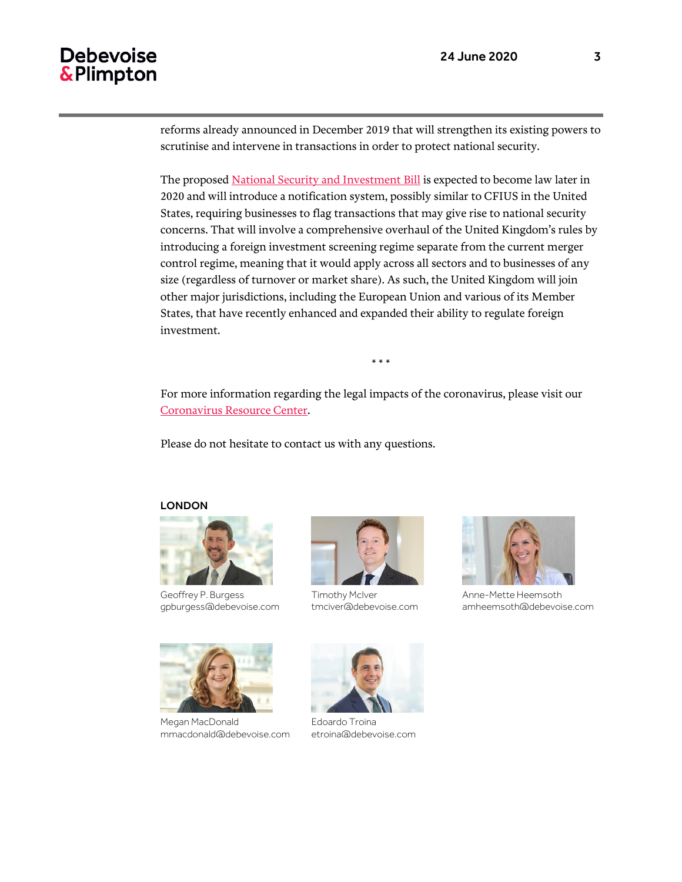reforms already announced in December 2019 that will strengthen its existing powers to scrutinise and intervene in transactions in order to protect national security.

The proposed National Security and Investment Bill is expected to become law later in 2020 and will introduce a notification system, possibly similar to CFIUS in the United States, requiring businesses to flag transactions that may give rise to national security concerns. That will involve a comprehensive overhaul of the United Kingdom's rules by introducing a foreign investment screening regime separate from the current merger control regime, meaning that it would apply across all sectors and to businesses of any size (regardless of turnover or market share). As such, the United Kingdom will join other major jurisdictions, including the European Union and various of its Member States, that have recently enhanced and expanded their ability to regulate foreign investment.

\* \* \*

For more information regarding the legal impacts of the coronavirus, please visit our Coronavirus Resource Center.

Please do not hesitate to contact us with any questions.

**LONDON**

Geoffrey P. Burgess
gpburgess@debevoise.com

Timothy McIver
tmciver@debevoise.com

Anne-Mette Heemsoth
amheemsoth@debevoise.com

Megan MacDonald
mmacdonald@debevoise.com

Edoardo Troina
etroina@debevoise.com